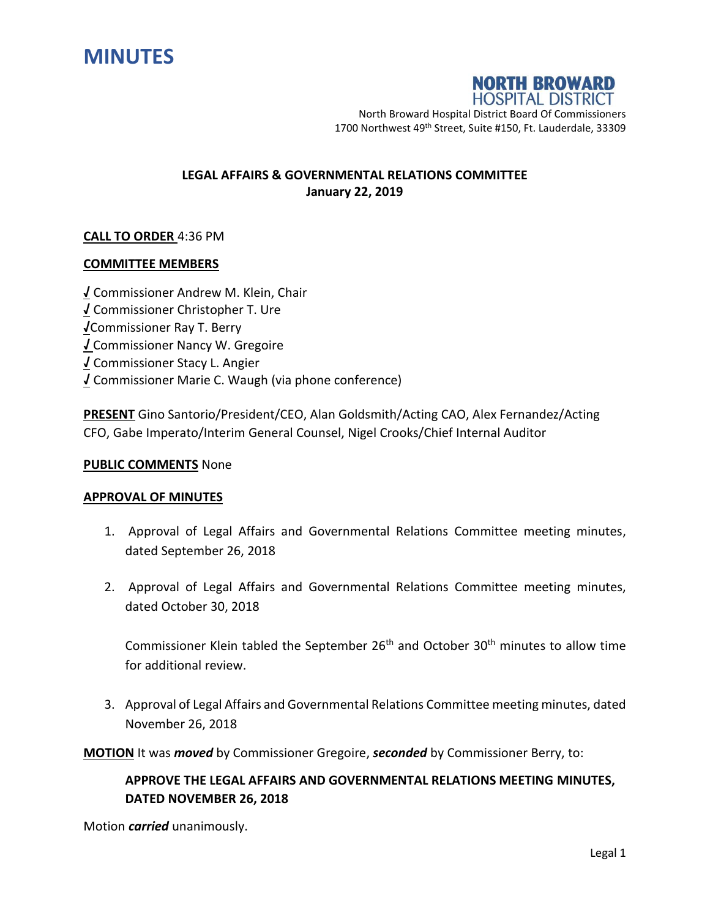# MINUTES

**NORTH BROWARD**
HOSPITAL DISTRICT

North Broward Hospital District Board Of Commissioners
1700 Northwest 49th Street, Suite #150, Ft. Lauderdale, 33309

**LEGAL AFFAIRS & GOVERNMENTAL RELATIONS COMMITTEE**
**January 22, 2019**

**CALL TO ORDER** 4:36 PM

**COMMITTEE MEMBERS**

√ Commissioner Andrew M. Klein, Chair
√ Commissioner Christopher T. Ure
√ Commissioner Ray T. Berry
√ Commissioner Nancy W. Gregoire
√ Commissioner Stacy L. Angier
√ Commissioner Marie C. Waugh (via phone conference)

**PRESENT** Gino Santorio/President/CEO, Alan Goldsmith/Acting CAO, Alex Fernandez/Acting CFO, Gabe Imperato/Interim General Counsel, Nigel Crooks/Chief Internal Auditor

**PUBLIC COMMENTS** None

**APPROVAL OF MINUTES**

1. Approval of Legal Affairs and Governmental Relations Committee meeting minutes, dated September 26, 2018

2. Approval of Legal Affairs and Governmental Relations Committee meeting minutes, dated October 30, 2018

   Commissioner Klein tabled the September 26th and October 30th minutes to allow time for additional review.

3. Approval of Legal Affairs and Governmental Relations Committee meeting minutes, dated November 26, 2018

**MOTION** It was ***moved*** by Commissioner Gregoire, ***seconded*** by Commissioner Berry, to:

**APPROVE THE LEGAL AFFAIRS AND GOVERNMENTAL RELATIONS MEETING MINUTES, DATED NOVEMBER 26, 2018**

Motion ***carried*** unanimously.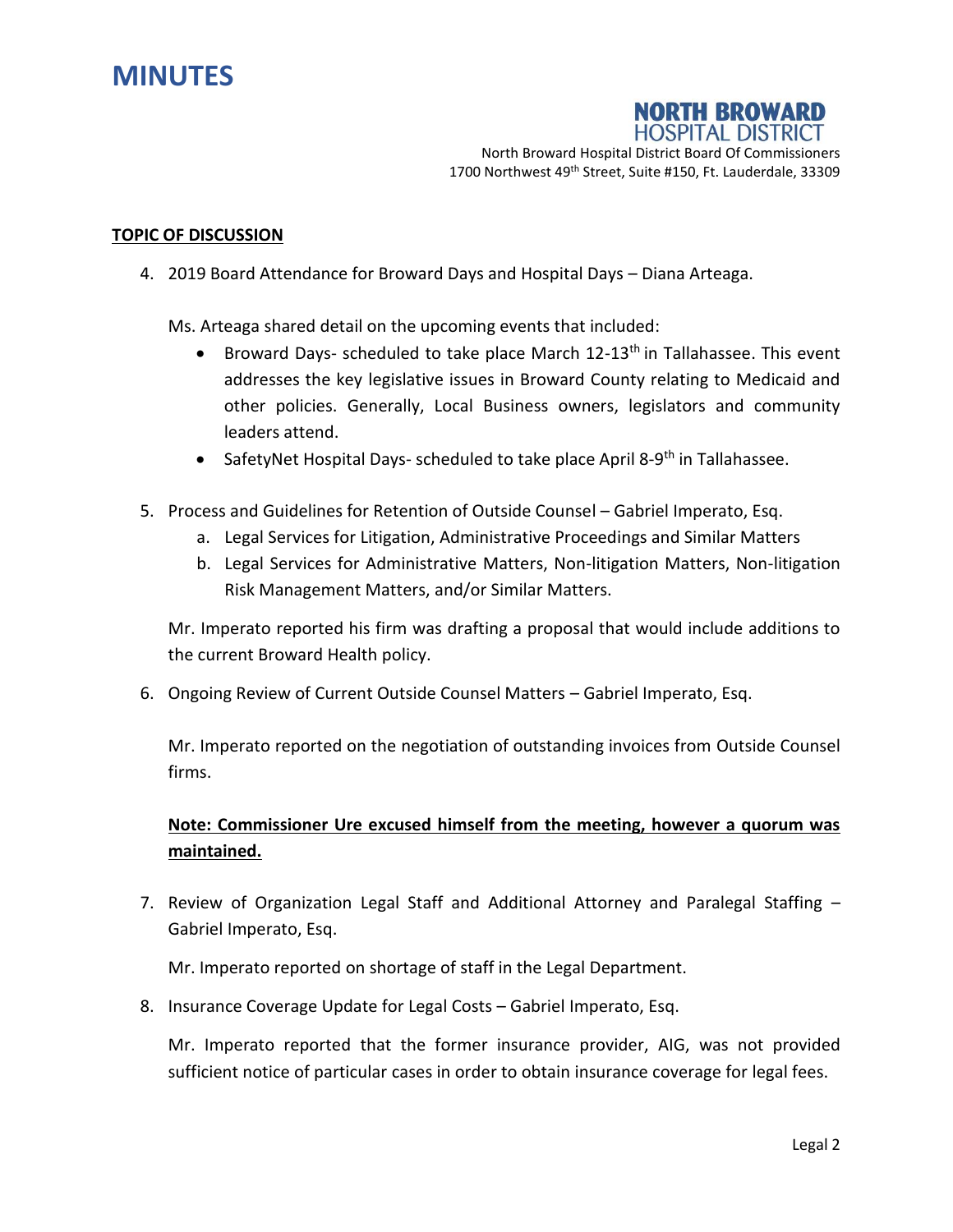# MINUTES

**NORTH BROWARD**
HOSPITAL DISTRICT

North Broward Hospital District Board Of Commissioners
1700 Northwest 49th Street, Suite #150, Ft. Lauderdale, 33309

**TOPIC OF DISCUSSION**

4. 2019 Board Attendance for Broward Days and Hospital Days – Diana Arteaga.

   Ms. Arteaga shared detail on the upcoming events that included:
   - Broward Days- scheduled to take place March 12-13th in Tallahassee. This event addresses the key legislative issues in Broward County relating to Medicaid and other policies. Generally, Local Business owners, legislators and community leaders attend.
   - SafetyNet Hospital Days- scheduled to take place April 8-9th in Tallahassee.

5. Process and Guidelines for Retention of Outside Counsel – Gabriel Imperato, Esq.
   a. Legal Services for Litigation, Administrative Proceedings and Similar Matters
   b. Legal Services for Administrative Matters, Non-litigation Matters, Non-litigation Risk Management Matters, and/or Similar Matters.

   Mr. Imperato reported his firm was drafting a proposal that would include additions to the current Broward Health policy.

6. Ongoing Review of Current Outside Counsel Matters – Gabriel Imperato, Esq.

   Mr. Imperato reported on the negotiation of outstanding invoices from Outside Counsel firms.

   **Note: Commissioner Ure excused himself from the meeting, however a quorum was maintained.**

7. Review of Organization Legal Staff and Additional Attorney and Paralegal Staffing – Gabriel Imperato, Esq.

   Mr. Imperato reported on shortage of staff in the Legal Department.

8. Insurance Coverage Update for Legal Costs – Gabriel Imperato, Esq.

   Mr. Imperato reported that the former insurance provider, AIG, was not provided sufficient notice of particular cases in order to obtain insurance coverage for legal fees.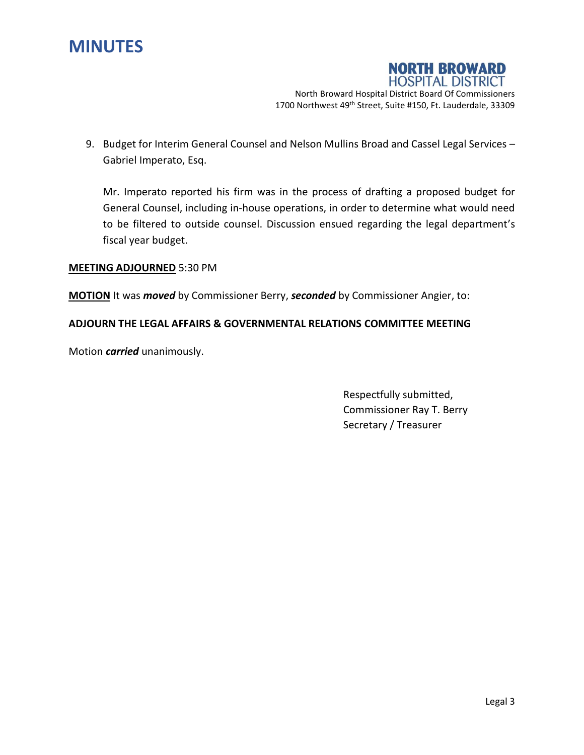# MINUTES

**NORTH BROWARD HOSPITAL DISTRICT**

North Broward Hospital District Board Of Commissioners
1700 Northwest 49th Street, Suite #150, Ft. Lauderdale, 33309

9. Budget for Interim General Counsel and Nelson Mullins Broad and Cassel Legal Services – Gabriel Imperato, Esq.

   Mr. Imperato reported his firm was in the process of drafting a proposed budget for General Counsel, including in-house operations, in order to determine what would need to be filtered to outside counsel. Discussion ensued regarding the legal department's fiscal year budget.

**MEETING ADJOURNED** 5:30 PM

**MOTION** It was ***moved*** by Commissioner Berry, ***seconded*** by Commissioner Angier, to:

**ADJOURN THE LEGAL AFFAIRS & GOVERNMENTAL RELATIONS COMMITTEE MEETING**

Motion ***carried*** unanimously.

Respectfully submitted,
Commissioner Ray T. Berry
Secretary / Treasurer